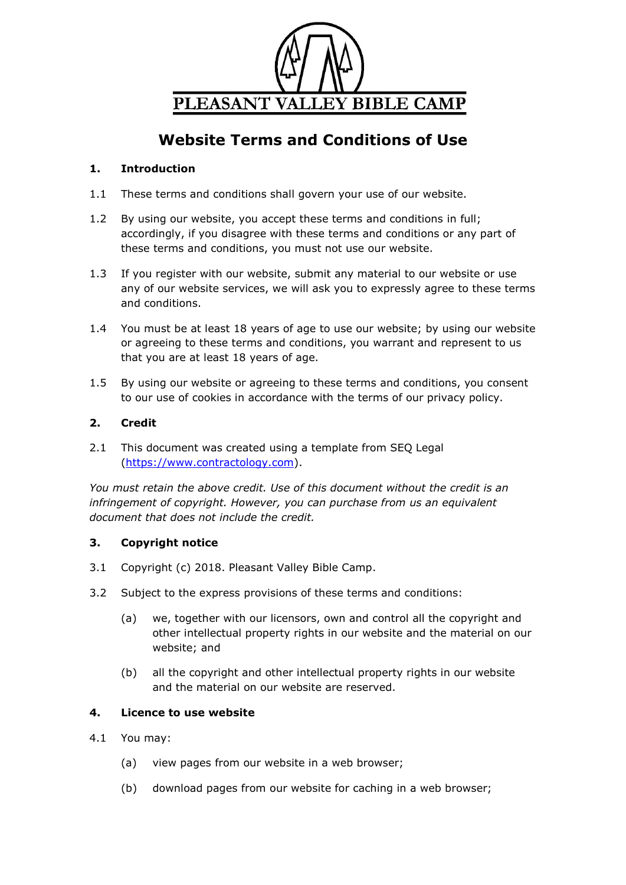PLEASANT VALLEY BIBLE CAMP

# Website Terms and Conditions of Use

## 1. Introduction

1.1 These terms and conditions shall govern your use of our website.

1.2 By using our website, you accept these terms and conditions in full; accordingly, if you disagree with these terms and conditions or any part of these terms and conditions, you must not use our website.

1.3 If you register with our website, submit any material to our website or use any of our website services, we will ask you to expressly agree to these terms and conditions.

1.4 You must be at least 18 years of age to use our website; by using our website or agreeing to these terms and conditions, you warrant and represent to us that you are at least 18 years of age.

1.5 By using our website or agreeing to these terms and conditions, you consent to our use of cookies in accordance with the terms of our privacy policy.

## 2. Credit

2.1 This document was created using a template from SEQ Legal (https://www.contractology.com).

*You must retain the above credit. Use of this document without the credit is an infringement of copyright. However, you can purchase from us an equivalent document that does not include the credit.*

## 3. Copyright notice

3.1 Copyright (c) 2018. Pleasant Valley Bible Camp.

3.2 Subject to the express provisions of these terms and conditions:

(a) we, together with our licensors, own and control all the copyright and other intellectual property rights in our website and the material on our website; and

(b) all the copyright and other intellectual property rights in our website and the material on our website are reserved.

## 4. Licence to use website

4.1 You may:

(a) view pages from our website in a web browser;

(b) download pages from our website for caching in a web browser;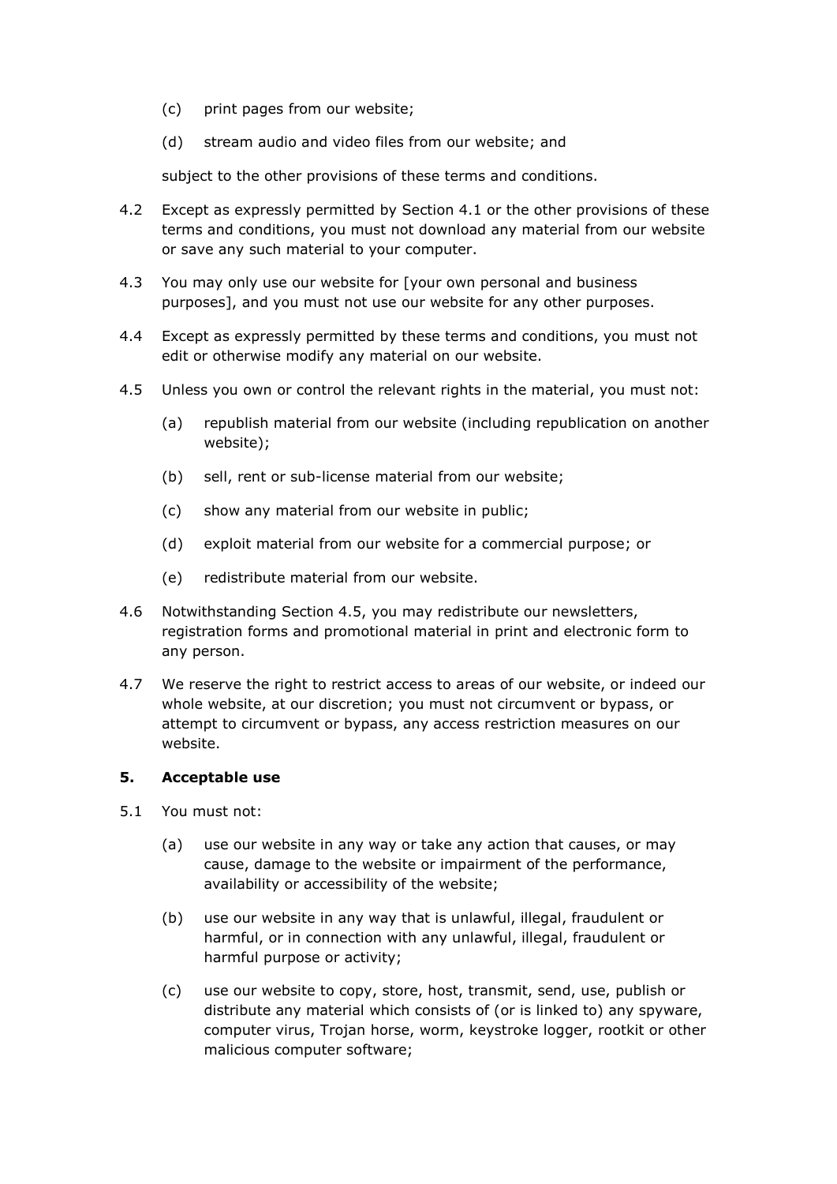(c) print pages from our website;

(d) stream audio and video files from our website; and

subject to the other provisions of these terms and conditions.

4.2 Except as expressly permitted by Section 4.1 or the other provisions of these terms and conditions, you must not download any material from our website or save any such material to your computer.

4.3 You may only use our website for [your own personal and business purposes], and you must not use our website for any other purposes.

4.4 Except as expressly permitted by these terms and conditions, you must not edit or otherwise modify any material on our website.

4.5 Unless you own or control the relevant rights in the material, you must not:

(a) republish material from our website (including republication on another website);

(b) sell, rent or sub-license material from our website;

(c) show any material from our website in public;

(d) exploit material from our website for a commercial purpose; or

(e) redistribute material from our website.

4.6 Notwithstanding Section 4.5, you may redistribute our newsletters, registration forms and promotional material in print and electronic form to any person.

4.7 We reserve the right to restrict access to areas of our website, or indeed our whole website, at our discretion; you must not circumvent or bypass, or attempt to circumvent or bypass, any access restriction measures on our website.

## 5. Acceptable use

5.1 You must not:

(a) use our website in any way or take any action that causes, or may cause, damage to the website or impairment of the performance, availability or accessibility of the website;

(b) use our website in any way that is unlawful, illegal, fraudulent or harmful, or in connection with any unlawful, illegal, fraudulent or harmful purpose or activity;

(c) use our website to copy, store, host, transmit, send, use, publish or distribute any material which consists of (or is linked to) any spyware, computer virus, Trojan horse, worm, keystroke logger, rootkit or other malicious computer software;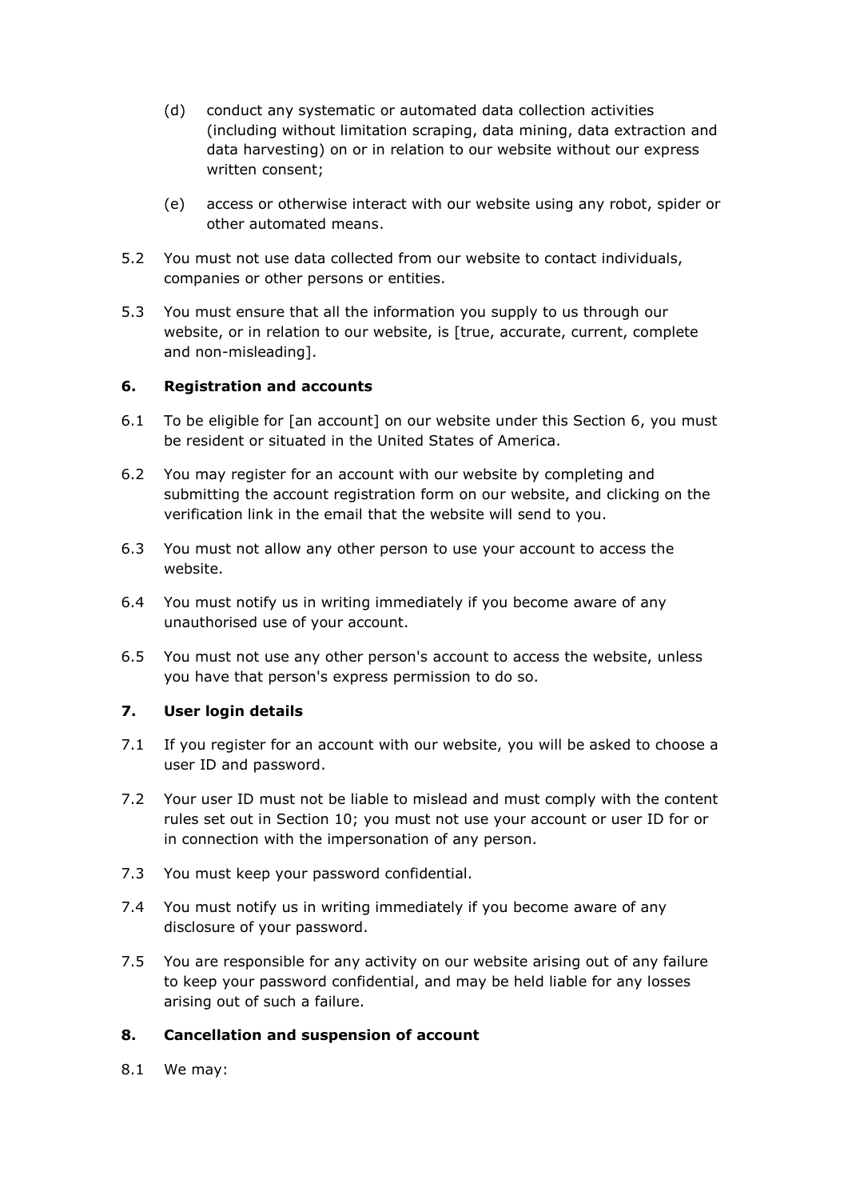(d) conduct any systematic or automated data collection activities (including without limitation scraping, data mining, data extraction and data harvesting) on or in relation to our website without our express written consent;

(e) access or otherwise interact with our website using any robot, spider or other automated means.

5.2 You must not use data collected from our website to contact individuals, companies or other persons or entities.

5.3 You must ensure that all the information you supply to us through our website, or in relation to our website, is [true, accurate, current, complete and non-misleading].

### 6. Registration and accounts

6.1 To be eligible for [an account] on our website under this Section 6, you must be resident or situated in the United States of America.

6.2 You may register for an account with our website by completing and submitting the account registration form on our website, and clicking on the verification link in the email that the website will send to you.

6.3 You must not allow any other person to use your account to access the website.

6.4 You must notify us in writing immediately if you become aware of any unauthorised use of your account.

6.5 You must not use any other person's account to access the website, unless you have that person's express permission to do so.

### 7. User login details

7.1 If you register for an account with our website, you will be asked to choose a user ID and password.

7.2 Your user ID must not be liable to mislead and must comply with the content rules set out in Section 10; you must not use your account or user ID for or in connection with the impersonation of any person.

7.3 You must keep your password confidential.

7.4 You must notify us in writing immediately if you become aware of any disclosure of your password.

7.5 You are responsible for any activity on our website arising out of any failure to keep your password confidential, and may be held liable for any losses arising out of such a failure.

### 8. Cancellation and suspension of account

8.1 We may: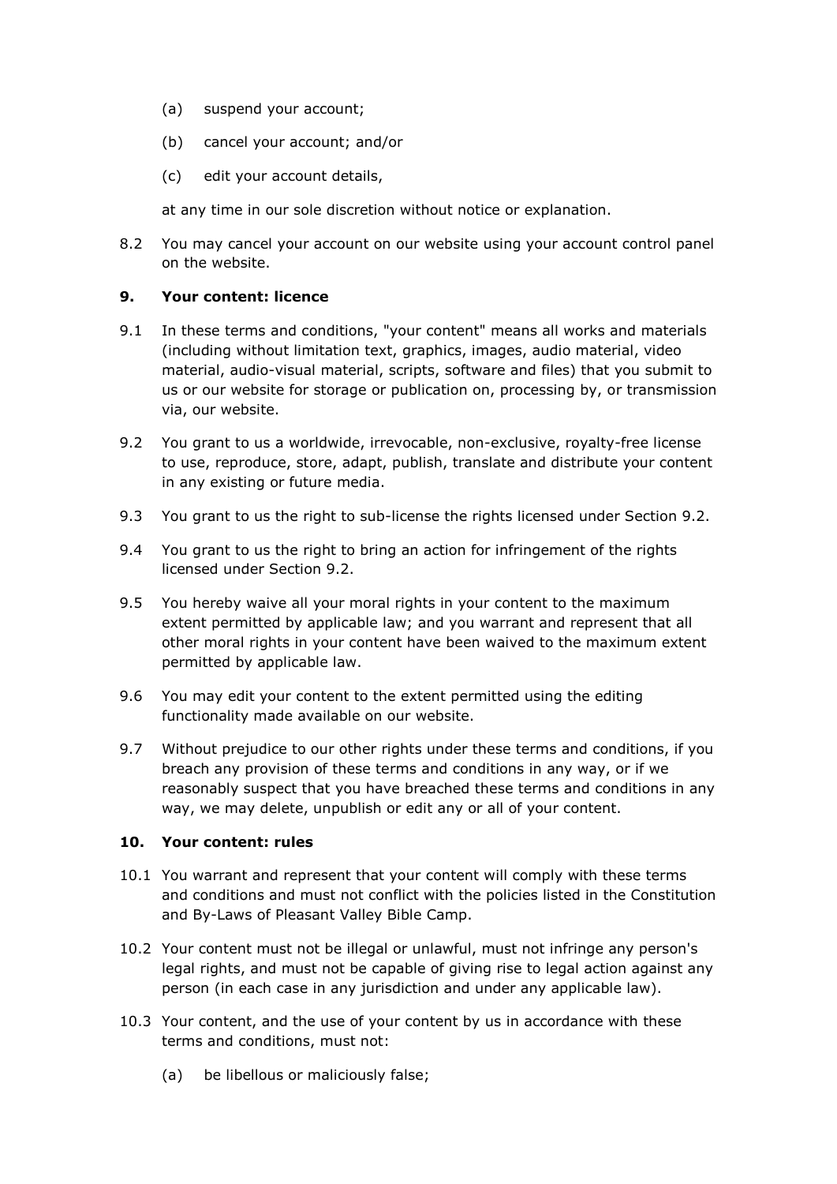(a) suspend your account;

(b) cancel your account; and/or

(c) edit your account details,

at any time in our sole discretion without notice or explanation.

8.2 You may cancel your account on our website using your account control panel on the website.

## 9. Your content: licence

9.1 In these terms and conditions, "your content" means all works and materials (including without limitation text, graphics, images, audio material, video material, audio-visual material, scripts, software and files) that you submit to us or our website for storage or publication on, processing by, or transmission via, our website.

9.2 You grant to us a worldwide, irrevocable, non-exclusive, royalty-free license to use, reproduce, store, adapt, publish, translate and distribute your content in any existing or future media.

9.3 You grant to us the right to sub-license the rights licensed under Section 9.2.

9.4 You grant to us the right to bring an action for infringement of the rights licensed under Section 9.2.

9.5 You hereby waive all your moral rights in your content to the maximum extent permitted by applicable law; and you warrant and represent that all other moral rights in your content have been waived to the maximum extent permitted by applicable law.

9.6 You may edit your content to the extent permitted using the editing functionality made available on our website.

9.7 Without prejudice to our other rights under these terms and conditions, if you breach any provision of these terms and conditions in any way, or if we reasonably suspect that you have breached these terms and conditions in any way, we may delete, unpublish or edit any or all of your content.

## 10. Your content: rules

10.1 You warrant and represent that your content will comply with these terms and conditions and must not conflict with the policies listed in the Constitution and By-Laws of Pleasant Valley Bible Camp.

10.2 Your content must not be illegal or unlawful, must not infringe any person's legal rights, and must not be capable of giving rise to legal action against any person (in each case in any jurisdiction and under any applicable law).

10.3 Your content, and the use of your content by us in accordance with these terms and conditions, must not:

(a) be libellous or maliciously false;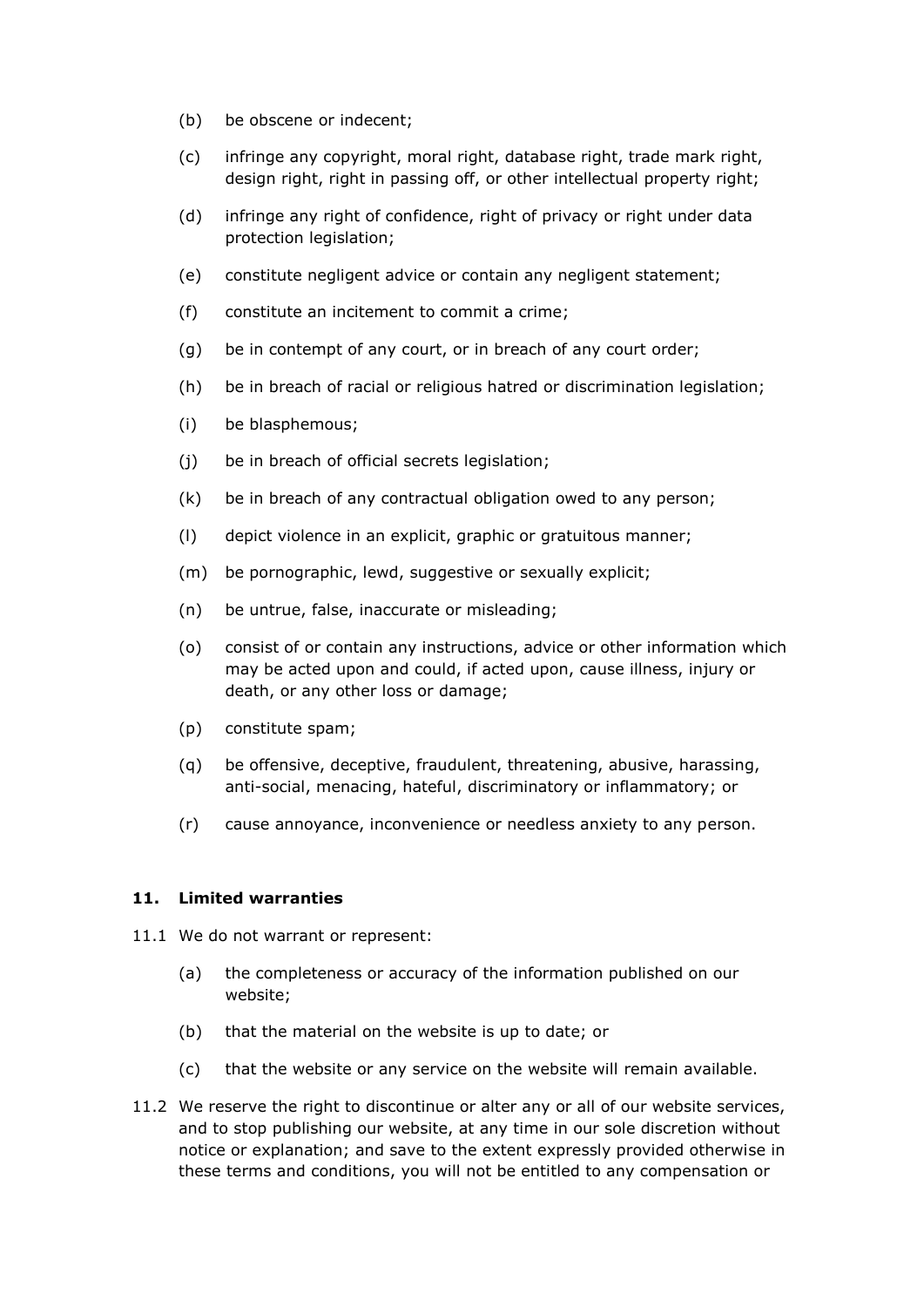(b) be obscene or indecent;

(c) infringe any copyright, moral right, database right, trade mark right, design right, right in passing off, or other intellectual property right;

(d) infringe any right of confidence, right of privacy or right under data protection legislation;

(e) constitute negligent advice or contain any negligent statement;

(f) constitute an incitement to commit a crime;

(g) be in contempt of any court, or in breach of any court order;

(h) be in breach of racial or religious hatred or discrimination legislation;

(i) be blasphemous;

(j) be in breach of official secrets legislation;

(k) be in breach of any contractual obligation owed to any person;

(l) depict violence in an explicit, graphic or gratuitous manner;

(m) be pornographic, lewd, suggestive or sexually explicit;

(n) be untrue, false, inaccurate or misleading;

(o) consist of or contain any instructions, advice or other information which may be acted upon and could, if acted upon, cause illness, injury or death, or any other loss or damage;

(p) constitute spam;

(q) be offensive, deceptive, fraudulent, threatening, abusive, harassing, anti-social, menacing, hateful, discriminatory or inflammatory; or

(r) cause annoyance, inconvenience or needless anxiety to any person.

## 11. Limited warranties

11.1 We do not warrant or represent:

(a) the completeness or accuracy of the information published on our website;

(b) that the material on the website is up to date; or

(c) that the website or any service on the website will remain available.

11.2 We reserve the right to discontinue or alter any or all of our website services, and to stop publishing our website, at any time in our sole discretion without notice or explanation; and save to the extent expressly provided otherwise in these terms and conditions, you will not be entitled to any compensation or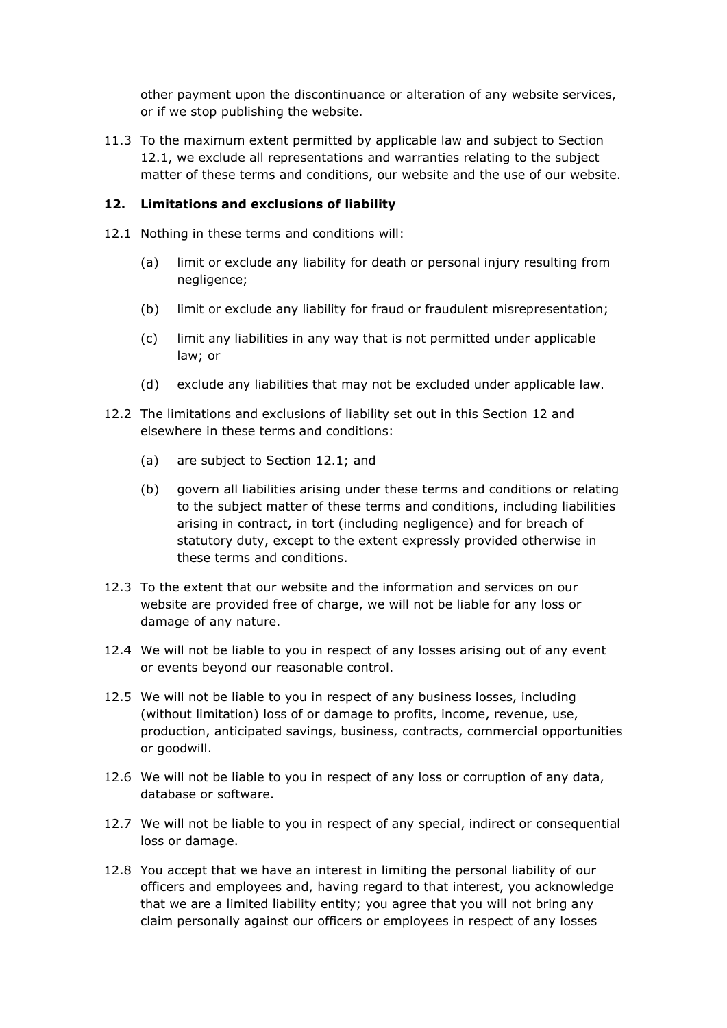other payment upon the discontinuance or alteration of any website services, or if we stop publishing the website.

11.3 To the maximum extent permitted by applicable law and subject to Section 12.1, we exclude all representations and warranties relating to the subject matter of these terms and conditions, our website and the use of our website.

## 12. Limitations and exclusions of liability

12.1 Nothing in these terms and conditions will:

(a) limit or exclude any liability for death or personal injury resulting from negligence;

(b) limit or exclude any liability for fraud or fraudulent misrepresentation;

(c) limit any liabilities in any way that is not permitted under applicable law; or

(d) exclude any liabilities that may not be excluded under applicable law.

12.2 The limitations and exclusions of liability set out in this Section 12 and elsewhere in these terms and conditions:

(a) are subject to Section 12.1; and

(b) govern all liabilities arising under these terms and conditions or relating to the subject matter of these terms and conditions, including liabilities arising in contract, in tort (including negligence) and for breach of statutory duty, except to the extent expressly provided otherwise in these terms and conditions.

12.3 To the extent that our website and the information and services on our website are provided free of charge, we will not be liable for any loss or damage of any nature.

12.4 We will not be liable to you in respect of any losses arising out of any event or events beyond our reasonable control.

12.5 We will not be liable to you in respect of any business losses, including (without limitation) loss of or damage to profits, income, revenue, use, production, anticipated savings, business, contracts, commercial opportunities or goodwill.

12.6 We will not be liable to you in respect of any loss or corruption of any data, database or software.

12.7 We will not be liable to you in respect of any special, indirect or consequential loss or damage.

12.8 You accept that we have an interest in limiting the personal liability of our officers and employees and, having regard to that interest, you acknowledge that we are a limited liability entity; you agree that you will not bring any claim personally against our officers or employees in respect of any losses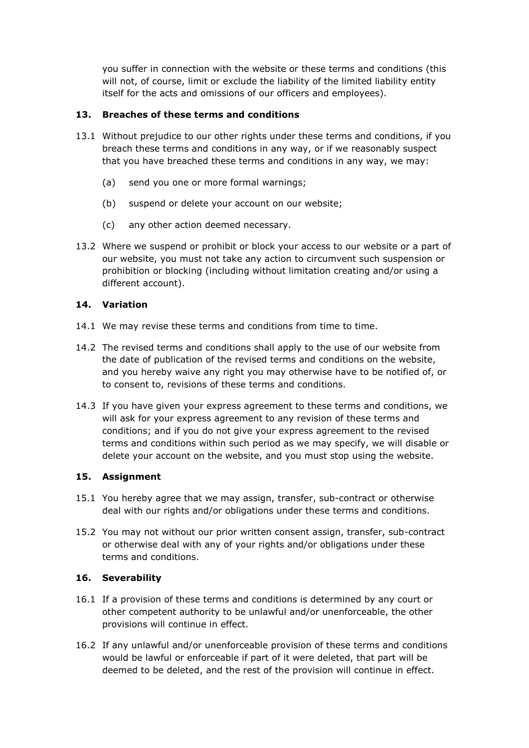you suffer in connection with the website or these terms and conditions (this will not, of course, limit or exclude the liability of the limited liability entity itself for the acts and omissions of our officers and employees).

## 13. Breaches of these terms and conditions

13.1 Without prejudice to our other rights under these terms and conditions, if you breach these terms and conditions in any way, or if we reasonably suspect that you have breached these terms and conditions in any way, we may:

(a) send you one or more formal warnings;

(b) suspend or delete your account on our website;

(c) any other action deemed necessary.

13.2 Where we suspend or prohibit or block your access to our website or a part of our website, you must not take any action to circumvent such suspension or prohibition or blocking (including without limitation creating and/or using a different account).

## 14. Variation

14.1 We may revise these terms and conditions from time to time.

14.2 The revised terms and conditions shall apply to the use of our website from the date of publication of the revised terms and conditions on the website, and you hereby waive any right you may otherwise have to be notified of, or to consent to, revisions of these terms and conditions.

14.3 If you have given your express agreement to these terms and conditions, we will ask for your express agreement to any revision of these terms and conditions; and if you do not give your express agreement to the revised terms and conditions within such period as we may specify, we will disable or delete your account on the website, and you must stop using the website.

## 15. Assignment

15.1 You hereby agree that we may assign, transfer, sub-contract or otherwise deal with our rights and/or obligations under these terms and conditions.

15.2 You may not without our prior written consent assign, transfer, sub-contract or otherwise deal with any of your rights and/or obligations under these terms and conditions.

## 16. Severability

16.1 If a provision of these terms and conditions is determined by any court or other competent authority to be unlawful and/or unenforceable, the other provisions will continue in effect.

16.2 If any unlawful and/or unenforceable provision of these terms and conditions would be lawful or enforceable if part of it were deleted, that part will be deemed to be deleted, and the rest of the provision will continue in effect.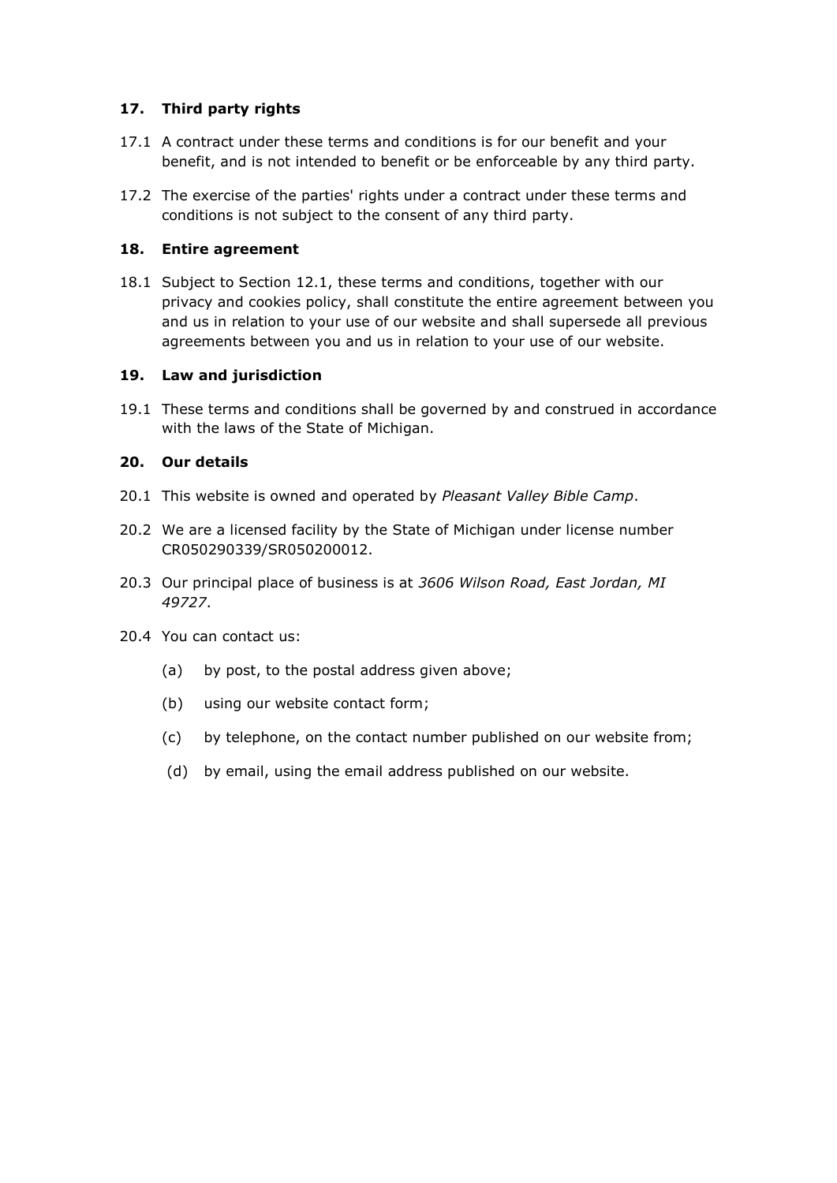## 17. Third party rights

17.1 A contract under these terms and conditions is for our benefit and your benefit, and is not intended to benefit or be enforceable by any third party.

17.2 The exercise of the parties' rights under a contract under these terms and conditions is not subject to the consent of any third party.

## 18. Entire agreement

18.1 Subject to Section 12.1, these terms and conditions, together with our privacy and cookies policy, shall constitute the entire agreement between you and us in relation to your use of our website and shall supersede all previous agreements between you and us in relation to your use of our website.

## 19. Law and jurisdiction

19.1 These terms and conditions shall be governed by and construed in accordance with the laws of the State of Michigan.

## 20. Our details

20.1 This website is owned and operated by *Pleasant Valley Bible Camp*.

20.2 We are a licensed facility by the State of Michigan under license number CR050290339/SR050200012.

20.3 Our principal place of business is at *3606 Wilson Road, East Jordan, MI 49727*.

20.4 You can contact us:

(a) by post, to the postal address given above;

(b) using our website contact form;

(c) by telephone, on the contact number published on our website from;

(d) by email, using the email address published on our website.